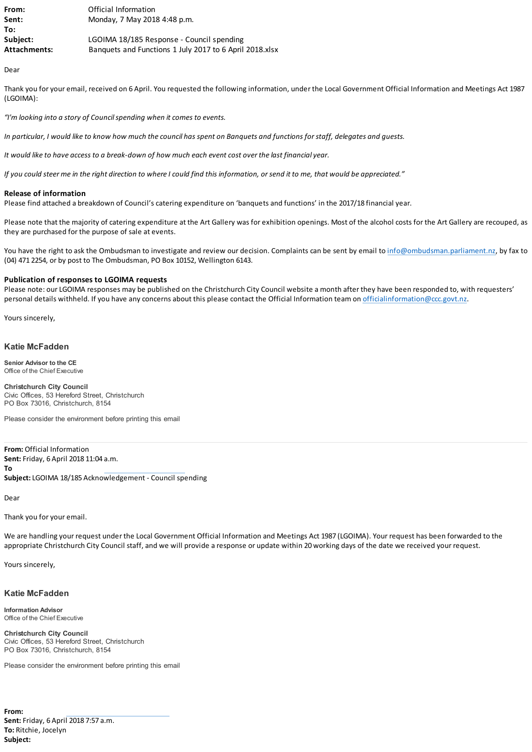| | |
|---|---|
| **From:** | Official Information |
| **Sent:** | Monday, 7 May 2018 4:48 p.m. |
| **To:** | |
| **Subject:** | LGOIMA 18/185 Response - Council spending |
| **Attachments:** | Banquets and Functions 1 July 2017 to 6 April 2018.xlsx |

Dear

Thank you for your email, received on 6 April. You requested the following information, under the Local Government Official Information and Meetings Act 1987 (LGOIMA):

*"I'm looking into a story of Council spending when it comes to events.*

*In particular, I would like to know how much the council has spent on Banquets and functions for staff, delegates and guests.*

*It would like to have access to a break-down of how much each event cost over the last financial year.*

*If you could steer me in the right direction to where I could find this information, or send it to me, that would be appreciated."*

**Release of information**

Please find attached a breakdown of Council's catering expenditure on 'banquets and functions' in the 2017/18 financial year.

Please note that the majority of catering expenditure at the Art Gallery was for exhibition openings. Most of the alcohol costs for the Art Gallery are recouped, as they are purchased for the purpose of sale at events.

You have the right to ask the Ombudsman to investigate and review our decision. Complaints can be sent by email to info@ombudsman.parliament.nz, by fax to (04) 471 2254, or by post to The Ombudsman, PO Box 10152, Wellington 6143.

**Publication of responses to LGOIMA requests**

Please note: our LGOIMA responses may be published on the Christchurch City Council website a month after they have been responded to, with requesters' personal details withheld. If you have any concerns about this please contact the Official Information team on officialinformation@ccc.govt.nz.

Yours sincerely,

**Katie McFadden**

**Senior Advisor to the CE**
Office of the Chief Executive

**Christchurch City Council**
Civic Offices, 53 Hereford Street, Christchurch
PO Box 73016, Christchurch, 8154

Please consider the environment before printing this email

---

**From:** Official Information
**Sent:** Friday, 6 April 2018 11:04 a.m.
**To**
**Subject:** LGOIMA 18/185 Acknowledgement - Council spending

Dear

Thank you for your email.

We are handling your request under the Local Government Official Information and Meetings Act 1987 (LGOIMA). Your request has been forwarded to the appropriate Christchurch City Council staff, and we will provide a response or update within 20 working days of the date we received your request.

Yours sincerely,

**Katie McFadden**

**Information Advisor**
Office of the Chief Executive

**Christchurch City Council**
Civic Offices, 53 Hereford Street, Christchurch
PO Box 73016, Christchurch, 8154

Please consider the environment before printing this email

**From:**
**Sent:** Friday, 6 April 2018 7:57 a.m.
**To:** Ritchie, Jocelyn
**Subject:**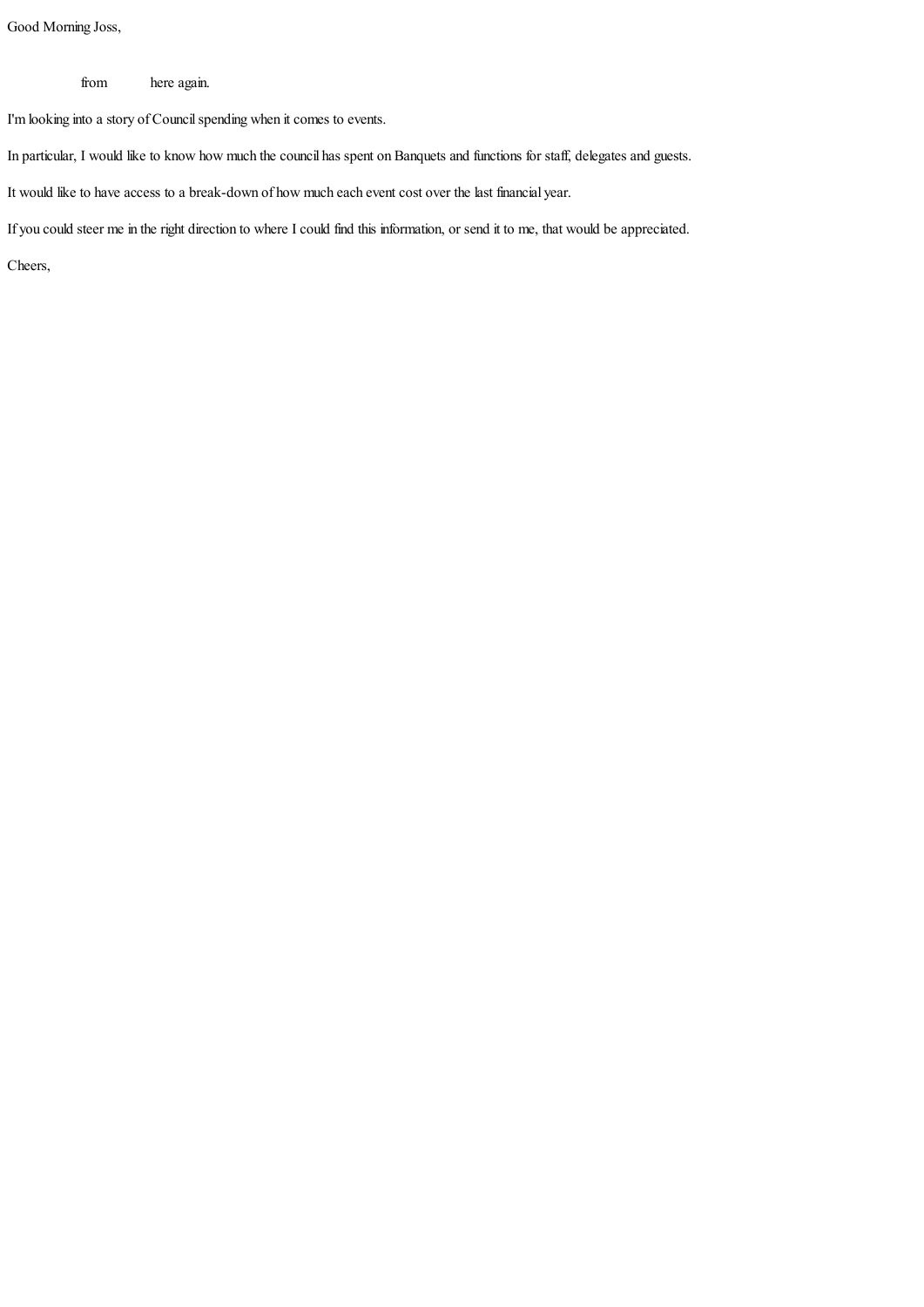Good Morning Joss,

from here again.

I'm looking into a story of Council spending when it comes to events.

In particular, I would like to know how much the council has spent on Banquets and functions for staff, delegates and guests.

It would like to have access to a break-down of how much each event cost over the last financial year.

If you could steer me in the right direction to where I could find this information, or send it to me, that would be appreciated.

Cheers,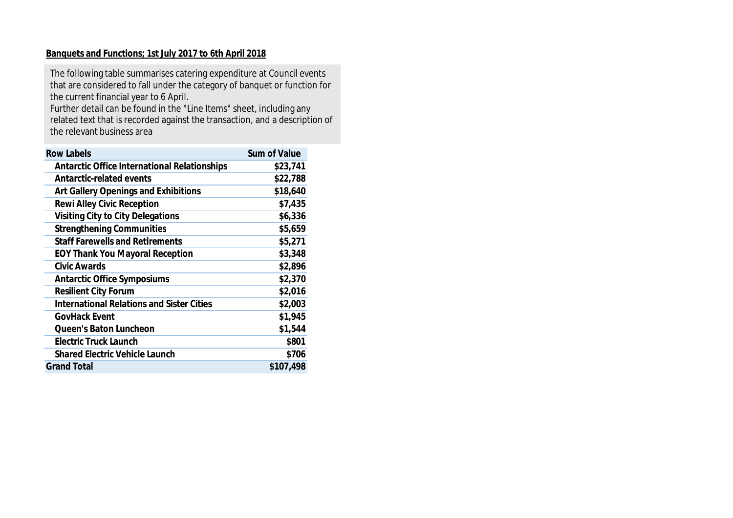**Banquets and Functions; 1st July 2017 to 6th April 2018**

The following table summarises catering expenditure at Council events that are considered to fall under the category of banquet or function for the current financial year to 6 April.
Further detail can be found in the "Line Items" sheet, including any related text that is recorded against the transaction, and a description of the relevant business area

| Row Labels | Sum of Value |
|---|---|
| Antarctic Office International Relationships | $23,741 |
| Antarctic-related events | $22,788 |
| Art Gallery Openings and Exhibitions | $18,640 |
| Rewi Alley Civic Reception | $7,435 |
| Visiting City to City Delegations | $6,336 |
| Strengthening Communities | $5,659 |
| Staff Farewells and Retirements | $5,271 |
| EOY Thank You Mayoral Reception | $3,348 |
| Civic Awards | $2,896 |
| Antarctic Office Symposiums | $2,370 |
| Resilient City Forum | $2,016 |
| International Relations and Sister Cities | $2,003 |
| GovHack Event | $1,945 |
| Queen's Baton Luncheon | $1,544 |
| Electric Truck Launch | $801 |
| Shared Electric Vehicle Launch | $706 |
| **Grand Total** | **$107,498** |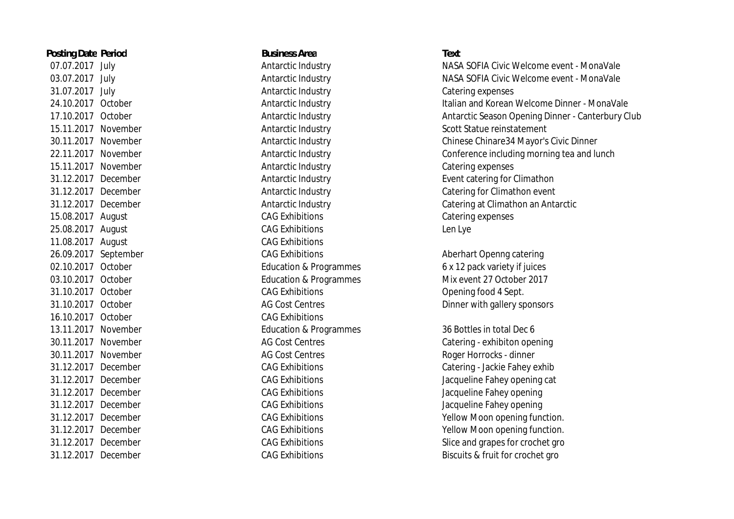| Posting Date | Period | Business Area | Text |
| --- | --- | --- | --- |
| 07.07.2017 | July | Antarctic Industry | NASA SOFIA Civic Welcome event - MonaVale |
| 03.07.2017 | July | Antarctic Industry | NASA SOFIA Civic Welcome event - MonaVale |
| 31.07.2017 | July | Antarctic Industry | Catering expenses |
| 24.10.2017 | October | Antarctic Industry | Italian and Korean Welcome Dinner - MonaVale |
| 17.10.2017 | October | Antarctic Industry | Antarctic Season Opening Dinner - Canterbury Club |
| 15.11.2017 | November | Antarctic Industry | Scott Statue reinstatement |
| 30.11.2017 | November | Antarctic Industry | Chinese Chinare34 Mayor's Civic Dinner |
| 22.11.2017 | November | Antarctic Industry | Conference including morning tea and lunch |
| 15.11.2017 | November | Antarctic Industry | Catering expenses |
| 31.12.2017 | December | Antarctic Industry | Event catering for Climathon |
| 31.12.2017 | December | Antarctic Industry | Catering for Climathon event |
| 31.12.2017 | December | Antarctic Industry | Catering at Climathon an Antarctic |
| 15.08.2017 | August | CAG Exhibitions | Catering expenses |
| 25.08.2017 | August | CAG Exhibitions | Len Lye |
| 11.08.2017 | August | CAG Exhibitions | |
| 26.09.2017 | September | CAG Exhibitions | Aberhart Openng catering |
| 02.10.2017 | October | Education & Programmes | 6 x 12 pack variety if juices |
| 03.10.2017 | October | Education & Programmes | Mix event 27 October 2017 |
| 31.10.2017 | October | CAG Exhibitions | Opening food 4 Sept. |
| 31.10.2017 | October | AG Cost Centres | Dinner with gallery sponsors |
| 16.10.2017 | October | CAG Exhibitions | |
| 13.11.2017 | November | Education & Programmes | 36 Bottles in total Dec 6 |
| 30.11.2017 | November | AG Cost Centres | Catering - exhibiton opening |
| 30.11.2017 | November | AG Cost Centres | Roger Horrocks - dinner |
| 31.12.2017 | December | CAG Exhibitions | Catering - Jackie Fahey exhib |
| 31.12.2017 | December | CAG Exhibitions | Jacqueline Fahey opening cat |
| 31.12.2017 | December | CAG Exhibitions | Jacqueline Fahey opening |
| 31.12.2017 | December | CAG Exhibitions | Jacqueline Fahey opening |
| 31.12.2017 | December | CAG Exhibitions | Yellow Moon opening function. |
| 31.12.2017 | December | CAG Exhibitions | Yellow Moon opening function. |
| 31.12.2017 | December | CAG Exhibitions | Slice and grapes for crochet gro |
| 31.12.2017 | December | CAG Exhibitions | Biscuits & fruit for crochet gro |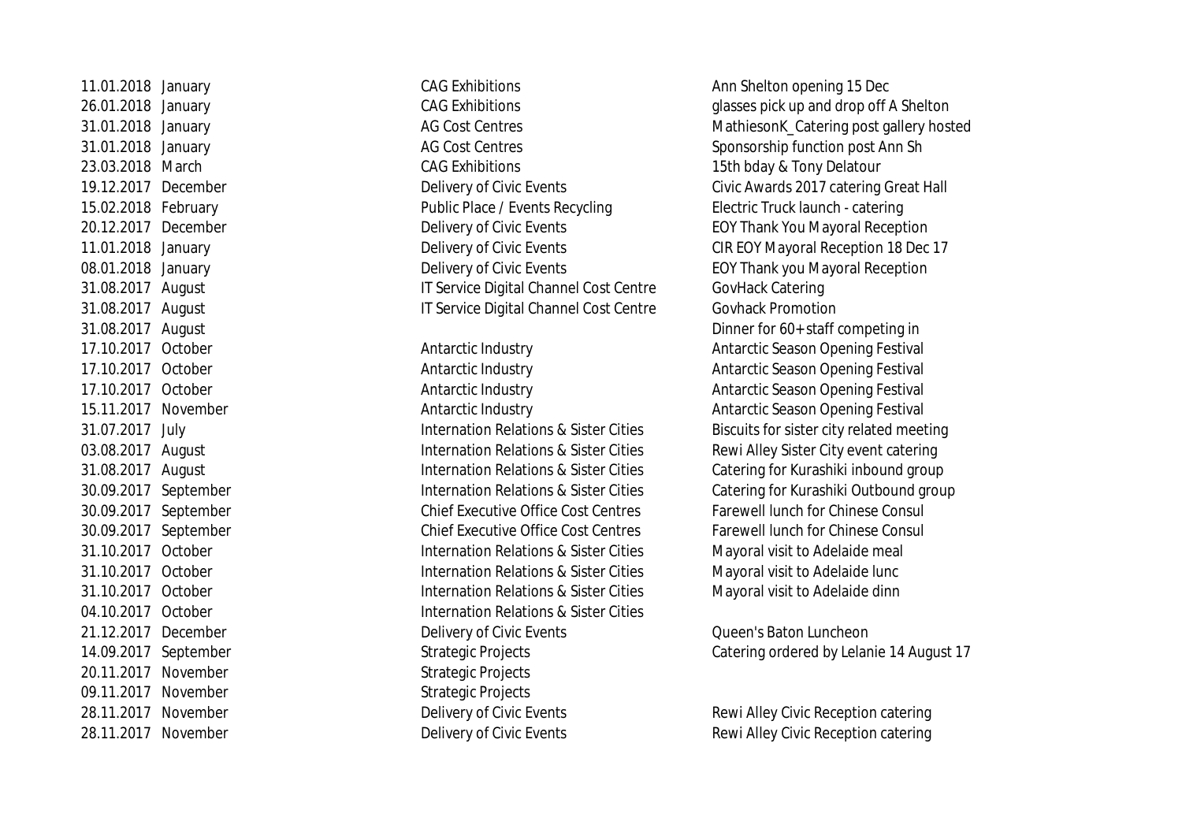| | | | |
|---|---|---|---|
| 11.01.2018 | January | CAG Exhibitions | Ann Shelton opening 15 Dec |
| 26.01.2018 | January | CAG Exhibitions | glasses pick up and drop off A Shelton |
| 31.01.2018 | January | AG Cost Centres | MathiesonK_Catering post gallery hosted |
| 31.01.2018 | January | AG Cost Centres | Sponsorship function post Ann Sh |
| 23.03.2018 | March | CAG Exhibitions | 15th bday & Tony Delatour |
| 19.12.2017 | December | Delivery of Civic Events | Civic Awards 2017 catering Great Hall |
| 15.02.2018 | February | Public Place / Events Recycling | Electric Truck launch - catering |
| 20.12.2017 | December | Delivery of Civic Events | EOY Thank You Mayoral Reception |
| 11.01.2018 | January | Delivery of Civic Events | CIR EOY Mayoral Reception 18 Dec 17 |
| 08.01.2018 | January | Delivery of Civic Events | EOY Thank you Mayoral Reception |
| 31.08.2017 | August | IT Service Digital Channel Cost Centre | GovHack Catering |
| 31.08.2017 | August | IT Service Digital Channel Cost Centre | Govhack Promotion |
| 31.08.2017 | August | | Dinner for 60+ staff competing in |
| 17.10.2017 | October | Antarctic Industry | Antarctic Season Opening Festival |
| 17.10.2017 | October | Antarctic Industry | Antarctic Season Opening Festival |
| 17.10.2017 | October | Antarctic Industry | Antarctic Season Opening Festival |
| 15.11.2017 | November | Antarctic Industry | Antarctic Season Opening Festival |
| 31.07.2017 | July | Internation Relations & Sister Cities | Biscuits for sister city related meeting |
| 03.08.2017 | August | Internation Relations & Sister Cities | Rewi Alley Sister City event catering |
| 31.08.2017 | August | Internation Relations & Sister Cities | Catering for Kurashiki inbound group |
| 30.09.2017 | September | Internation Relations & Sister Cities | Catering for Kurashiki Outbound group |
| 30.09.2017 | September | Chief Executive Office Cost Centres | Farewell lunch for Chinese Consul |
| 30.09.2017 | September | Chief Executive Office Cost Centres | Farewell lunch for Chinese Consul |
| 31.10.2017 | October | Internation Relations & Sister Cities | Mayoral visit to Adelaide meal |
| 31.10.2017 | October | Internation Relations & Sister Cities | Mayoral visit to Adelaide lunc |
| 31.10.2017 | October | Internation Relations & Sister Cities | Mayoral visit to Adelaide dinn |
| 04.10.2017 | October | Internation Relations & Sister Cities | |
| 21.12.2017 | December | Delivery of Civic Events | Queen's Baton Luncheon |
| 14.09.2017 | September | Strategic Projects | Catering ordered by Lelanie 14 August 17 |
| 20.11.2017 | November | Strategic Projects | |
| 09.11.2017 | November | Strategic Projects | |
| 28.11.2017 | November | Delivery of Civic Events | Rewi Alley Civic Reception catering |
| 28.11.2017 | November | Delivery of Civic Events | Rewi Alley Civic Reception catering |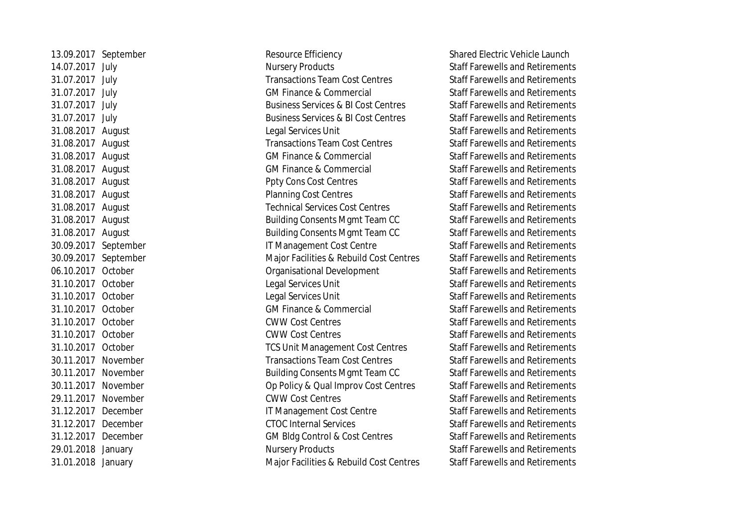| | | | |
|---|---|---|---|
| 13.09.2017 | September | Resource Efficiency | Shared Electric Vehicle Launch |
| 14.07.2017 | July | Nursery Products | Staff Farewells and Retirements |
| 31.07.2017 | July | Transactions Team Cost Centres | Staff Farewells and Retirements |
| 31.07.2017 | July | GM Finance & Commercial | Staff Farewells and Retirements |
| 31.07.2017 | July | Business Services & BI Cost Centres | Staff Farewells and Retirements |
| 31.07.2017 | July | Business Services & BI Cost Centres | Staff Farewells and Retirements |
| 31.08.2017 | August | Legal Services Unit | Staff Farewells and Retirements |
| 31.08.2017 | August | Transactions Team Cost Centres | Staff Farewells and Retirements |
| 31.08.2017 | August | GM Finance & Commercial | Staff Farewells and Retirements |
| 31.08.2017 | August | GM Finance & Commercial | Staff Farewells and Retirements |
| 31.08.2017 | August | Ppty Cons Cost Centres | Staff Farewells and Retirements |
| 31.08.2017 | August | Planning Cost Centres | Staff Farewells and Retirements |
| 31.08.2017 | August | Technical Services Cost Centres | Staff Farewells and Retirements |
| 31.08.2017 | August | Building Consents Mgmt Team CC | Staff Farewells and Retirements |
| 31.08.2017 | August | Building Consents Mgmt Team CC | Staff Farewells and Retirements |
| 30.09.2017 | September | IT Management Cost Centre | Staff Farewells and Retirements |
| 30.09.2017 | September | Major Facilities & Rebuild Cost Centres | Staff Farewells and Retirements |
| 06.10.2017 | October | Organisational Development | Staff Farewells and Retirements |
| 31.10.2017 | October | Legal Services Unit | Staff Farewells and Retirements |
| 31.10.2017 | October | Legal Services Unit | Staff Farewells and Retirements |
| 31.10.2017 | October | GM Finance & Commercial | Staff Farewells and Retirements |
| 31.10.2017 | October | CWW Cost Centres | Staff Farewells and Retirements |
| 31.10.2017 | October | CWW Cost Centres | Staff Farewells and Retirements |
| 31.10.2017 | October | TCS Unit Management Cost Centres | Staff Farewells and Retirements |
| 30.11.2017 | November | Transactions Team Cost Centres | Staff Farewells and Retirements |
| 30.11.2017 | November | Building Consents Mgmt Team CC | Staff Farewells and Retirements |
| 30.11.2017 | November | Op Policy & Qual Improv Cost Centres | Staff Farewells and Retirements |
| 29.11.2017 | November | CWW Cost Centres | Staff Farewells and Retirements |
| 31.12.2017 | December | IT Management Cost Centre | Staff Farewells and Retirements |
| 31.12.2017 | December | CTOC Internal Services | Staff Farewells and Retirements |
| 31.12.2017 | December | GM Bldg Control & Cost Centres | Staff Farewells and Retirements |
| 29.01.2018 | January | Nursery Products | Staff Farewells and Retirements |
| 31.01.2018 | January | Major Facilities & Rebuild Cost Centres | Staff Farewells and Retirements |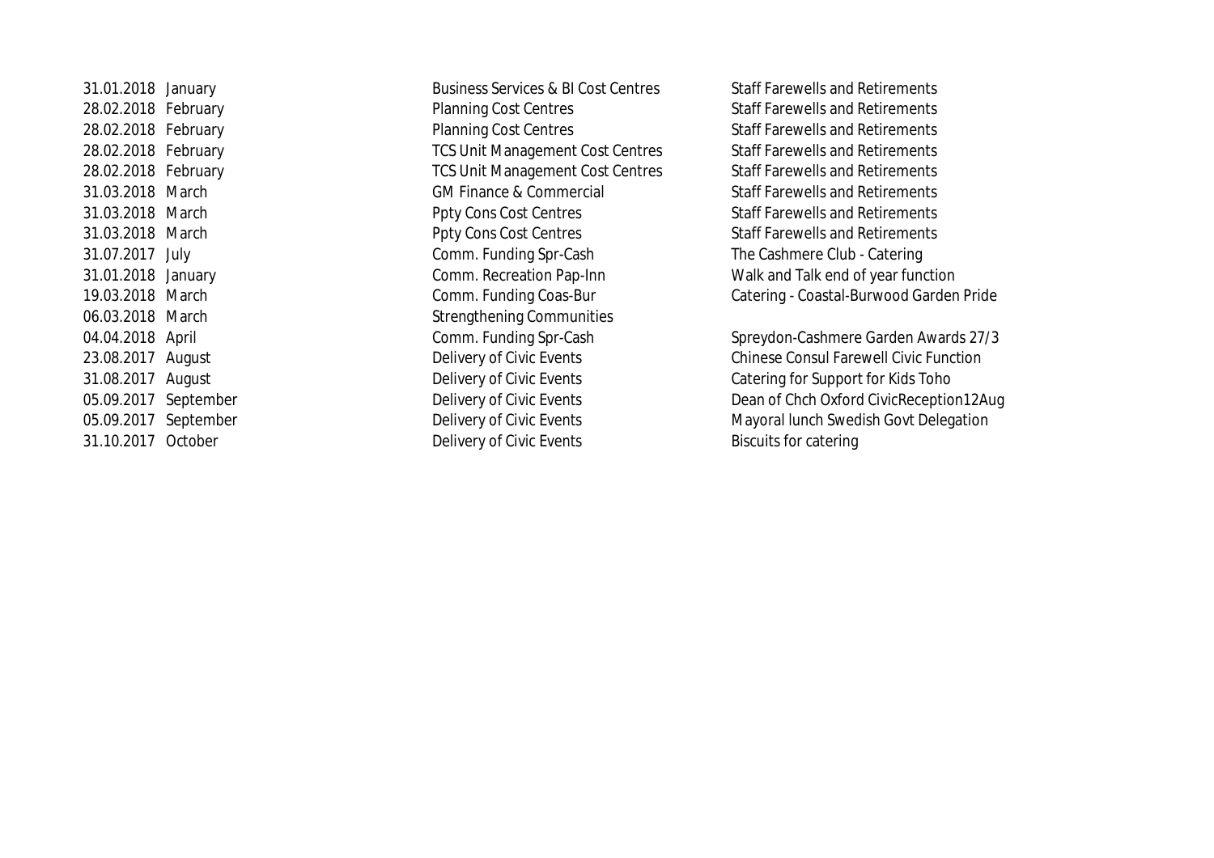| | | | |
|---|---|---|---|
| 31.01.2018 | January | Business Services & BI Cost Centres | Staff Farewells and Retirements |
| 28.02.2018 | February | Planning Cost Centres | Staff Farewells and Retirements |
| 28.02.2018 | February | Planning Cost Centres | Staff Farewells and Retirements |
| 28.02.2018 | February | TCS Unit Management Cost Centres | Staff Farewells and Retirements |
| 28.02.2018 | February | TCS Unit Management Cost Centres | Staff Farewells and Retirements |
| 31.03.2018 | March | GM Finance & Commercial | Staff Farewells and Retirements |
| 31.03.2018 | March | Ppty Cons Cost Centres | Staff Farewells and Retirements |
| 31.03.2018 | March | Ppty Cons Cost Centres | Staff Farewells and Retirements |
| 31.07.2017 | July | Comm. Funding Spr-Cash | The Cashmere Club - Catering |
| 31.01.2018 | January | Comm. Recreation Pap-Inn | Walk and Talk end of year function |
| 19.03.2018 | March | Comm. Funding Coas-Bur | Catering - Coastal-Burwood Garden Pride |
| 06.03.2018 | March | Strengthening Communities | |
| 04.04.2018 | April | Comm. Funding Spr-Cash | Spreydon-Cashmere Garden Awards 27/3 |
| 23.08.2017 | August | Delivery of Civic Events | Chinese Consul Farewell Civic Function |
| 31.08.2017 | August | Delivery of Civic Events | Catering for Support for Kids Toho |
| 05.09.2017 | September | Delivery of Civic Events | Dean of Chch Oxford CivicReception12Aug |
| 05.09.2017 | September | Delivery of Civic Events | Mayoral lunch Swedish Govt Delegation |
| 31.10.2017 | October | Delivery of Civic Events | Biscuits for catering |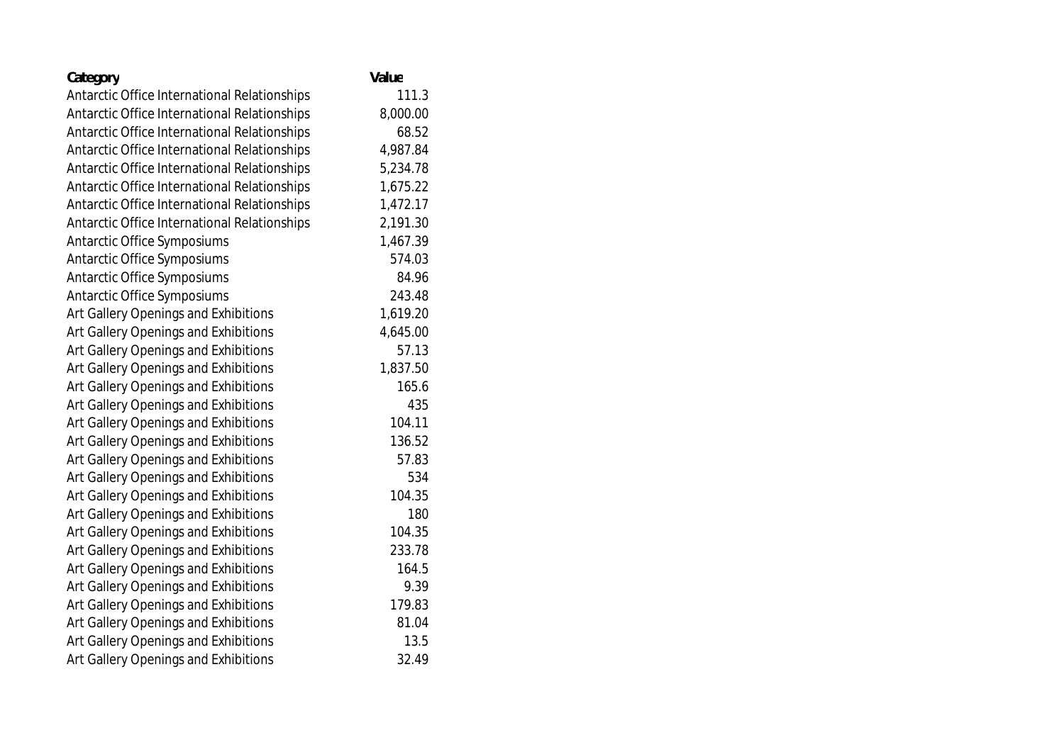| Category | Value |
| --- | --- |
| Antarctic Office International Relationships | 111.3 |
| Antarctic Office International Relationships | 8,000.00 |
| Antarctic Office International Relationships | 68.52 |
| Antarctic Office International Relationships | 4,987.84 |
| Antarctic Office International Relationships | 5,234.78 |
| Antarctic Office International Relationships | 1,675.22 |
| Antarctic Office International Relationships | 1,472.17 |
| Antarctic Office International Relationships | 2,191.30 |
| Antarctic Office Symposiums | 1,467.39 |
| Antarctic Office Symposiums | 574.03 |
| Antarctic Office Symposiums | 84.96 |
| Antarctic Office Symposiums | 243.48 |
| Art Gallery Openings and Exhibitions | 1,619.20 |
| Art Gallery Openings and Exhibitions | 4,645.00 |
| Art Gallery Openings and Exhibitions | 57.13 |
| Art Gallery Openings and Exhibitions | 1,837.50 |
| Art Gallery Openings and Exhibitions | 165.6 |
| Art Gallery Openings and Exhibitions | 435 |
| Art Gallery Openings and Exhibitions | 104.11 |
| Art Gallery Openings and Exhibitions | 136.52 |
| Art Gallery Openings and Exhibitions | 57.83 |
| Art Gallery Openings and Exhibitions | 534 |
| Art Gallery Openings and Exhibitions | 104.35 |
| Art Gallery Openings and Exhibitions | 180 |
| Art Gallery Openings and Exhibitions | 104.35 |
| Art Gallery Openings and Exhibitions | 233.78 |
| Art Gallery Openings and Exhibitions | 164.5 |
| Art Gallery Openings and Exhibitions | 9.39 |
| Art Gallery Openings and Exhibitions | 179.83 |
| Art Gallery Openings and Exhibitions | 81.04 |
| Art Gallery Openings and Exhibitions | 13.5 |
| Art Gallery Openings and Exhibitions | 32.49 |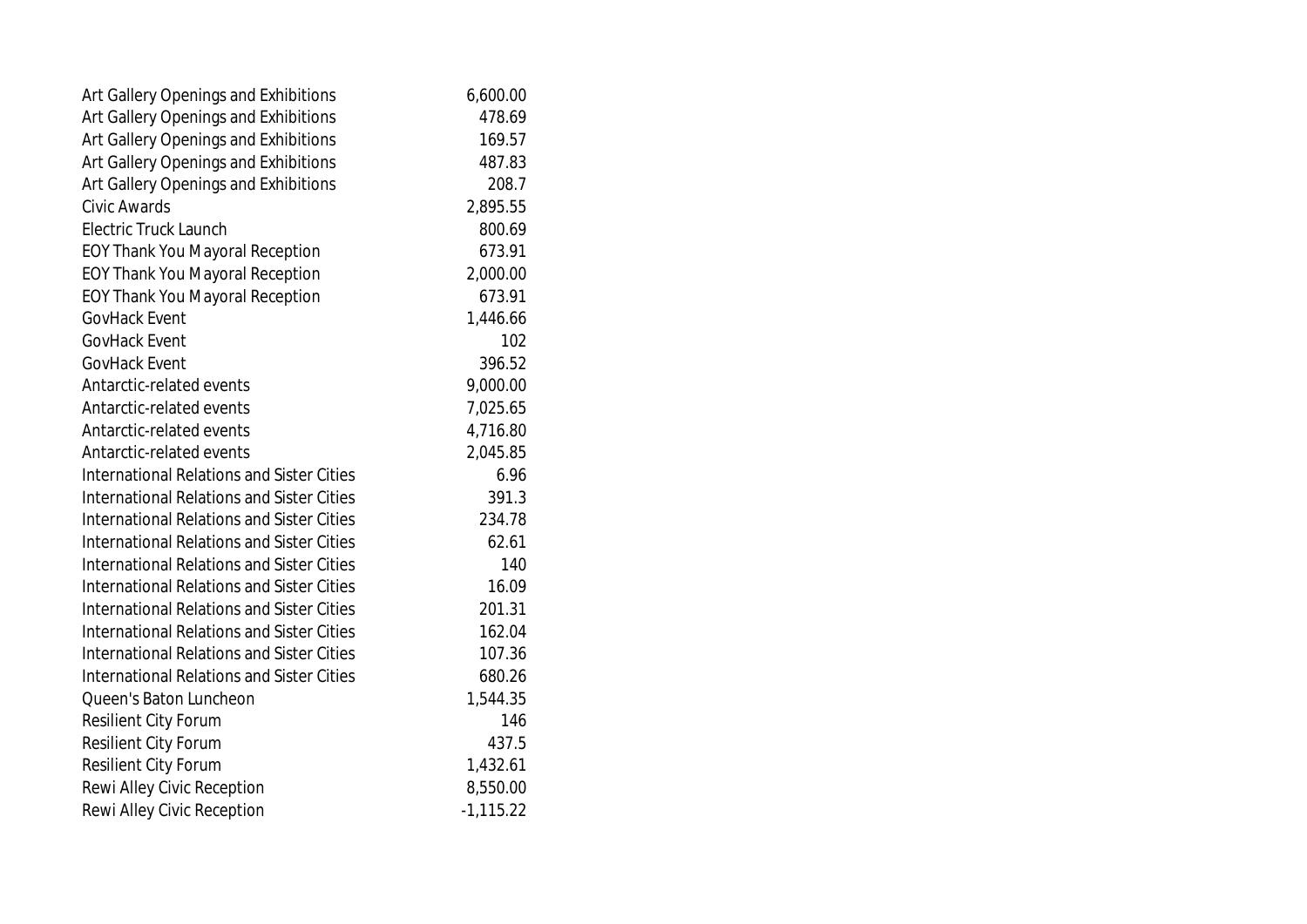| | |
|---|---|
| Art Gallery Openings and Exhibitions | 6,600.00 |
| Art Gallery Openings and Exhibitions | 478.69 |
| Art Gallery Openings and Exhibitions | 169.57 |
| Art Gallery Openings and Exhibitions | 487.83 |
| Art Gallery Openings and Exhibitions | 208.7 |
| Civic Awards | 2,895.55 |
| Electric Truck Launch | 800.69 |
| EOY Thank You Mayoral Reception | 673.91 |
| EOY Thank You Mayoral Reception | 2,000.00 |
| EOY Thank You Mayoral Reception | 673.91 |
| GovHack Event | 1,446.66 |
| GovHack Event | 102 |
| GovHack Event | 396.52 |
| Antarctic-related events | 9,000.00 |
| Antarctic-related events | 7,025.65 |
| Antarctic-related events | 4,716.80 |
| Antarctic-related events | 2,045.85 |
| International Relations and Sister Cities | 6.96 |
| International Relations and Sister Cities | 391.3 |
| International Relations and Sister Cities | 234.78 |
| International Relations and Sister Cities | 62.61 |
| International Relations and Sister Cities | 140 |
| International Relations and Sister Cities | 16.09 |
| International Relations and Sister Cities | 201.31 |
| International Relations and Sister Cities | 162.04 |
| International Relations and Sister Cities | 107.36 |
| International Relations and Sister Cities | 680.26 |
| Queen's Baton Luncheon | 1,544.35 |
| Resilient City Forum | 146 |
| Resilient City Forum | 437.5 |
| Resilient City Forum | 1,432.61 |
| Rewi Alley Civic Reception | 8,550.00 |
| Rewi Alley Civic Reception | -1,115.22 |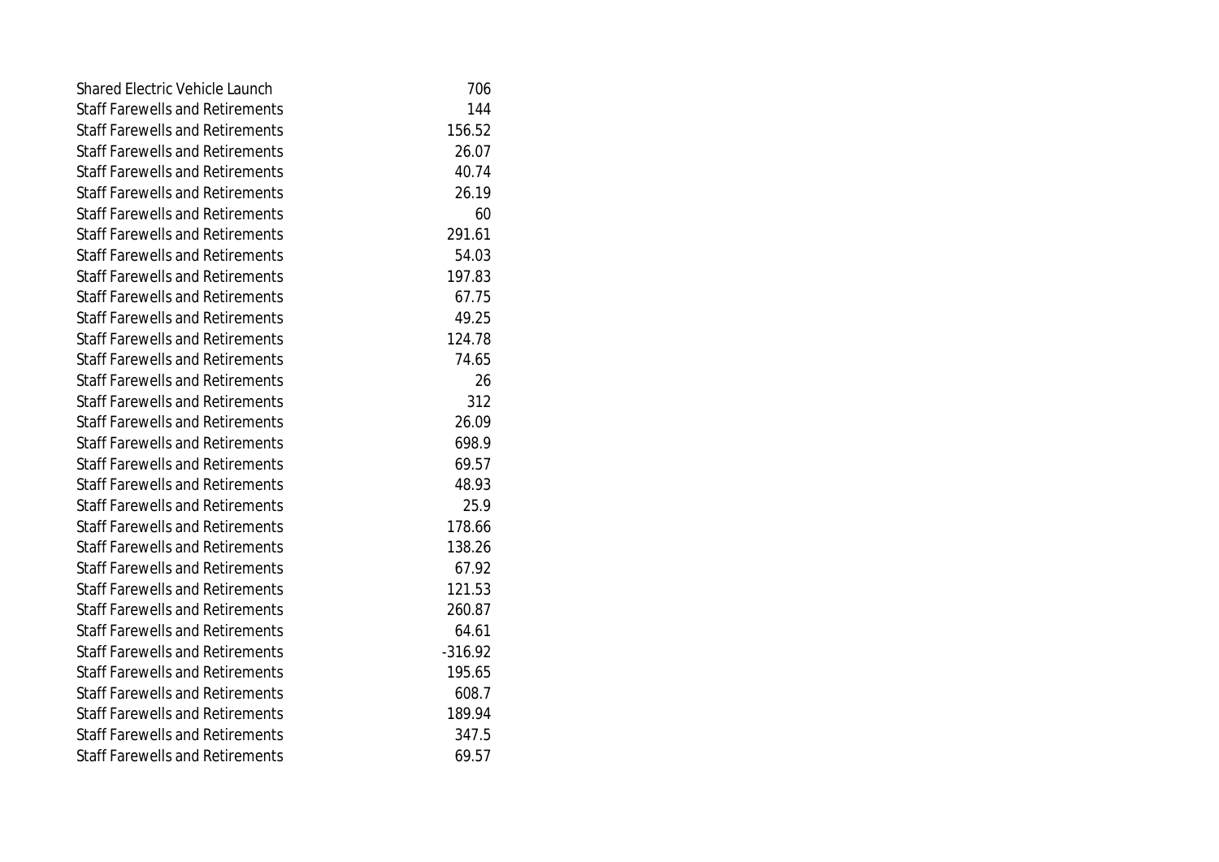| | |
|---|---|
| Shared Electric Vehicle Launch | 706 |
| Staff Farewells and Retirements | 144 |
| Staff Farewells and Retirements | 156.52 |
| Staff Farewells and Retirements | 26.07 |
| Staff Farewells and Retirements | 40.74 |
| Staff Farewells and Retirements | 26.19 |
| Staff Farewells and Retirements | 60 |
| Staff Farewells and Retirements | 291.61 |
| Staff Farewells and Retirements | 54.03 |
| Staff Farewells and Retirements | 197.83 |
| Staff Farewells and Retirements | 67.75 |
| Staff Farewells and Retirements | 49.25 |
| Staff Farewells and Retirements | 124.78 |
| Staff Farewells and Retirements | 74.65 |
| Staff Farewells and Retirements | 26 |
| Staff Farewells and Retirements | 312 |
| Staff Farewells and Retirements | 26.09 |
| Staff Farewells and Retirements | 698.9 |
| Staff Farewells and Retirements | 69.57 |
| Staff Farewells and Retirements | 48.93 |
| Staff Farewells and Retirements | 25.9 |
| Staff Farewells and Retirements | 178.66 |
| Staff Farewells and Retirements | 138.26 |
| Staff Farewells and Retirements | 67.92 |
| Staff Farewells and Retirements | 121.53 |
| Staff Farewells and Retirements | 260.87 |
| Staff Farewells and Retirements | 64.61 |
| Staff Farewells and Retirements | -316.92 |
| Staff Farewells and Retirements | 195.65 |
| Staff Farewells and Retirements | 608.7 |
| Staff Farewells and Retirements | 189.94 |
| Staff Farewells and Retirements | 347.5 |
| Staff Farewells and Retirements | 69.57 |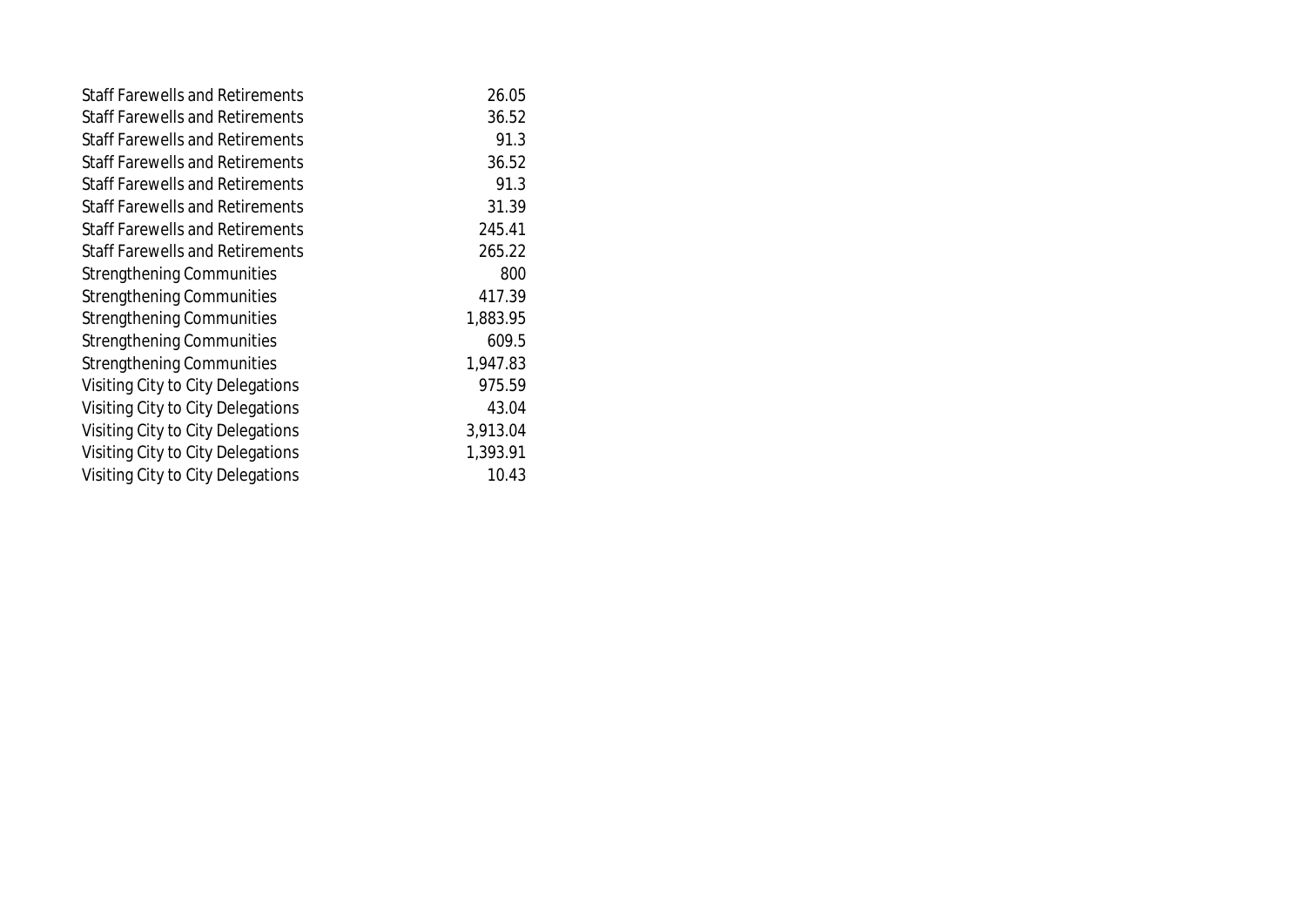| | |
|---|---|
| Staff Farewells and Retirements | 26.05 |
| Staff Farewells and Retirements | 36.52 |
| Staff Farewells and Retirements | 91.3 |
| Staff Farewells and Retirements | 36.52 |
| Staff Farewells and Retirements | 91.3 |
| Staff Farewells and Retirements | 31.39 |
| Staff Farewells and Retirements | 245.41 |
| Staff Farewells and Retirements | 265.22 |
| Strengthening Communities | 800 |
| Strengthening Communities | 417.39 |
| Strengthening Communities | 1,883.95 |
| Strengthening Communities | 609.5 |
| Strengthening Communities | 1,947.83 |
| Visiting City to City Delegations | 975.59 |
| Visiting City to City Delegations | 43.04 |
| Visiting City to City Delegations | 3,913.04 |
| Visiting City to City Delegations | 1,393.91 |
| Visiting City to City Delegations | 10.43 |